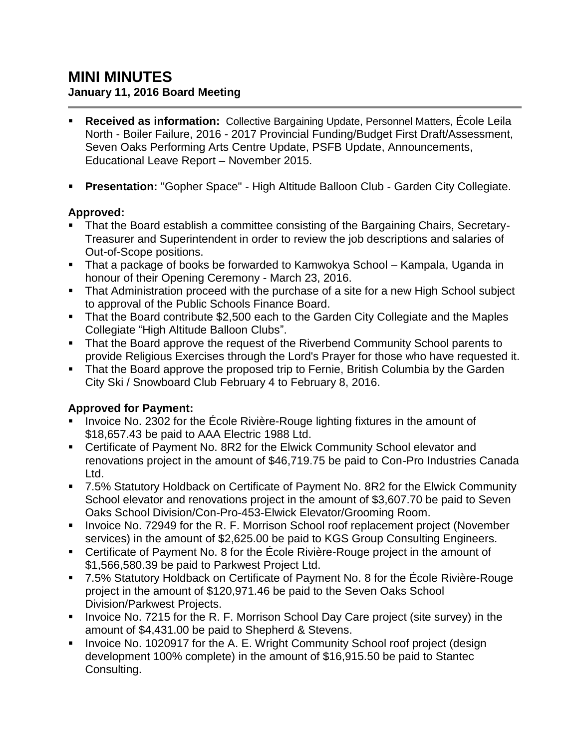# MINI MINUTES

**January 11, 2016 Board Meeting**

---

- **Received as information:** Collective Bargaining Update, Personnel Matters, École Leila North - Boiler Failure, 2016 - 2017 Provincial Funding/Budget First Draft/Assessment, Seven Oaks Performing Arts Centre Update, PSFB Update, Announcements, Educational Leave Report – November 2015.

- **Presentation:** "Gopher Space" - High Altitude Balloon Club - Garden City Collegiate.

### Approved:

- That the Board establish a committee consisting of the Bargaining Chairs, Secretary-Treasurer and Superintendent in order to review the job descriptions and salaries of Out-of-Scope positions.
- That a package of books be forwarded to Kamwokya School – Kampala, Uganda in honour of their Opening Ceremony - March 23, 2016.
- That Administration proceed with the purchase of a site for a new High School subject to approval of the Public Schools Finance Board.
- That the Board contribute $2,500 each to the Garden City Collegiate and the Maples Collegiate "High Altitude Balloon Clubs".
- That the Board approve the request of the Riverbend Community School parents to provide Religious Exercises through the Lord's Prayer for those who have requested it.
- That the Board approve the proposed trip to Fernie, British Columbia by the Garden City Ski / Snowboard Club February 4 to February 8, 2016.

### Approved for Payment:

- Invoice No. 2302 for the École Rivière-Rouge lighting fixtures in the amount of $18,657.43 be paid to AAA Electric 1988 Ltd.
- Certificate of Payment No. 8R2 for the Elwick Community School elevator and renovations project in the amount of $46,719.75 be paid to Con-Pro Industries Canada Ltd.
- 7.5% Statutory Holdback on Certificate of Payment No. 8R2 for the Elwick Community School elevator and renovations project in the amount of $3,607.70 be paid to Seven Oaks School Division/Con-Pro-453-Elwick Elevator/Grooming Room.
- Invoice No. 72949 for the R. F. Morrison School roof replacement project (November services) in the amount of $2,625.00 be paid to KGS Group Consulting Engineers.
- Certificate of Payment No. 8 for the École Rivière-Rouge project in the amount of $1,566,580.39 be paid to Parkwest Project Ltd.
- 7.5% Statutory Holdback on Certificate of Payment No. 8 for the École Rivière-Rouge project in the amount of $120,971.46 be paid to the Seven Oaks School Division/Parkwest Projects.
- Invoice No. 7215 for the R. F. Morrison School Day Care project (site survey) in the amount of $4,431.00 be paid to Shepherd & Stevens.
- Invoice No. 1020917 for the A. E. Wright Community School roof project (design development 100% complete) in the amount of $16,915.50 be paid to Stantec Consulting.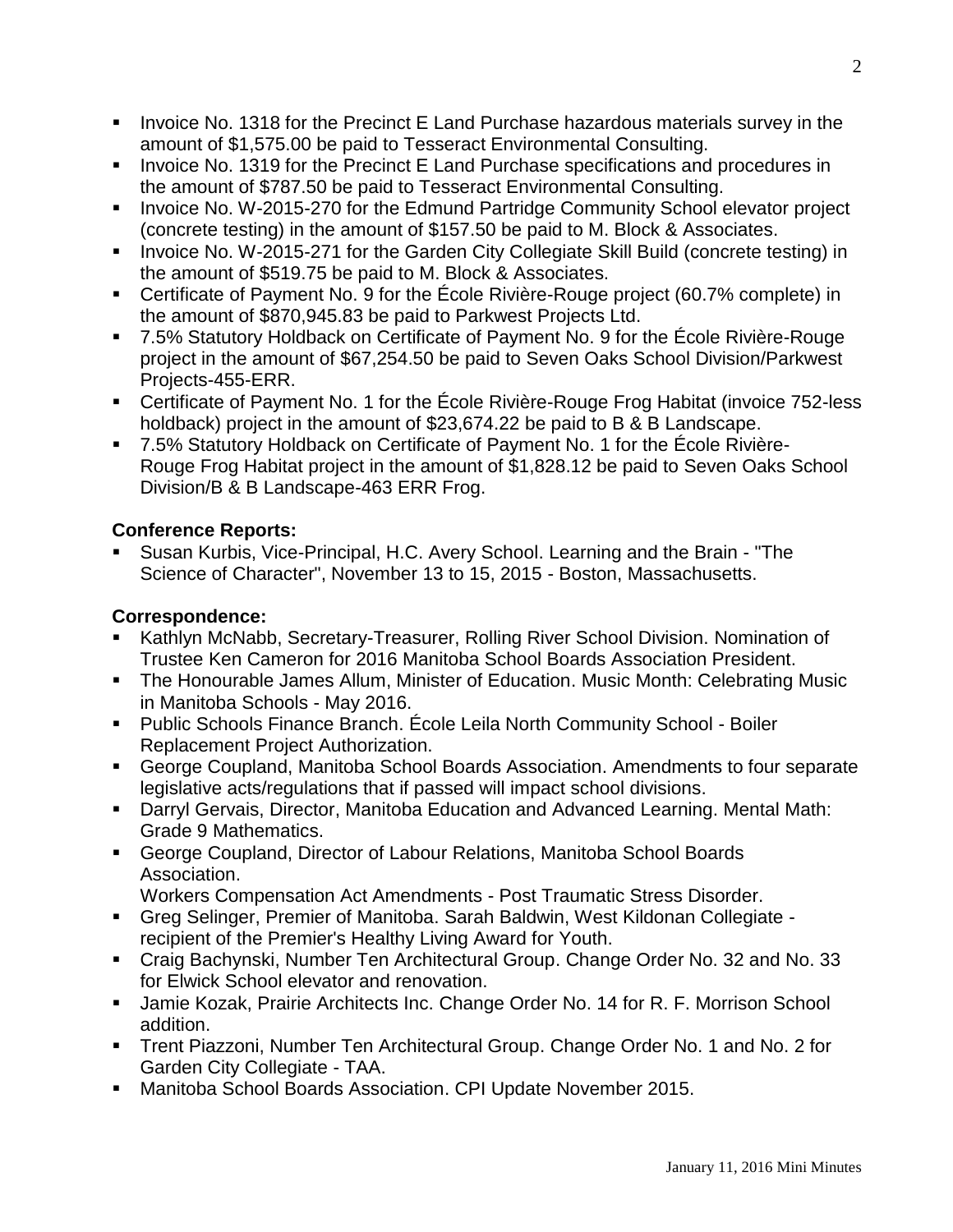- Invoice No. 1318 for the Precinct E Land Purchase hazardous materials survey in the amount of $1,575.00 be paid to Tesseract Environmental Consulting.
- Invoice No. 1319 for the Precinct E Land Purchase specifications and procedures in the amount of $787.50 be paid to Tesseract Environmental Consulting.
- Invoice No. W-2015-270 for the Edmund Partridge Community School elevator project (concrete testing) in the amount of $157.50 be paid to M. Block & Associates.
- Invoice No. W-2015-271 for the Garden City Collegiate Skill Build (concrete testing) in the amount of $519.75 be paid to M. Block & Associates.
- Certificate of Payment No. 9 for the École Rivière-Rouge project (60.7% complete) in the amount of $870,945.83 be paid to Parkwest Projects Ltd.
- 7.5% Statutory Holdback on Certificate of Payment No. 9 for the École Rivière-Rouge project in the amount of $67,254.50 be paid to Seven Oaks School Division/Parkwest Projects-455-ERR.
- Certificate of Payment No. 1 for the École Rivière-Rouge Frog Habitat (invoice 752-less holdback) project in the amount of $23,674.22 be paid to B & B Landscape.
- 7.5% Statutory Holdback on Certificate of Payment No. 1 for the École Rivière-Rouge Frog Habitat project in the amount of $1,828.12 be paid to Seven Oaks School Division/B & B Landscape-463 ERR Frog.

**Conference Reports:**

- Susan Kurbis, Vice-Principal, H.C. Avery School. Learning and the Brain - "The Science of Character", November 13 to 15, 2015 - Boston, Massachusetts.

**Correspondence:**

- Kathlyn McNabb, Secretary-Treasurer, Rolling River School Division. Nomination of Trustee Ken Cameron for 2016 Manitoba School Boards Association President.
- The Honourable James Allum, Minister of Education. Music Month: Celebrating Music in Manitoba Schools - May 2016.
- Public Schools Finance Branch. École Leila North Community School - Boiler Replacement Project Authorization.
- George Coupland, Manitoba School Boards Association. Amendments to four separate legislative acts/regulations that if passed will impact school divisions.
- Darryl Gervais, Director, Manitoba Education and Advanced Learning. Mental Math: Grade 9 Mathematics.
- George Coupland, Director of Labour Relations, Manitoba School Boards Association.
  Workers Compensation Act Amendments - Post Traumatic Stress Disorder.
- Greg Selinger, Premier of Manitoba. Sarah Baldwin, West Kildonan Collegiate - recipient of the Premier's Healthy Living Award for Youth.
- Craig Bachynski, Number Ten Architectural Group. Change Order No. 32 and No. 33 for Elwick School elevator and renovation.
- Jamie Kozak, Prairie Architects Inc. Change Order No. 14 for R. F. Morrison School addition.
- Trent Piazzoni, Number Ten Architectural Group. Change Order No. 1 and No. 2 for Garden City Collegiate - TAA.
- Manitoba School Boards Association. CPI Update November 2015.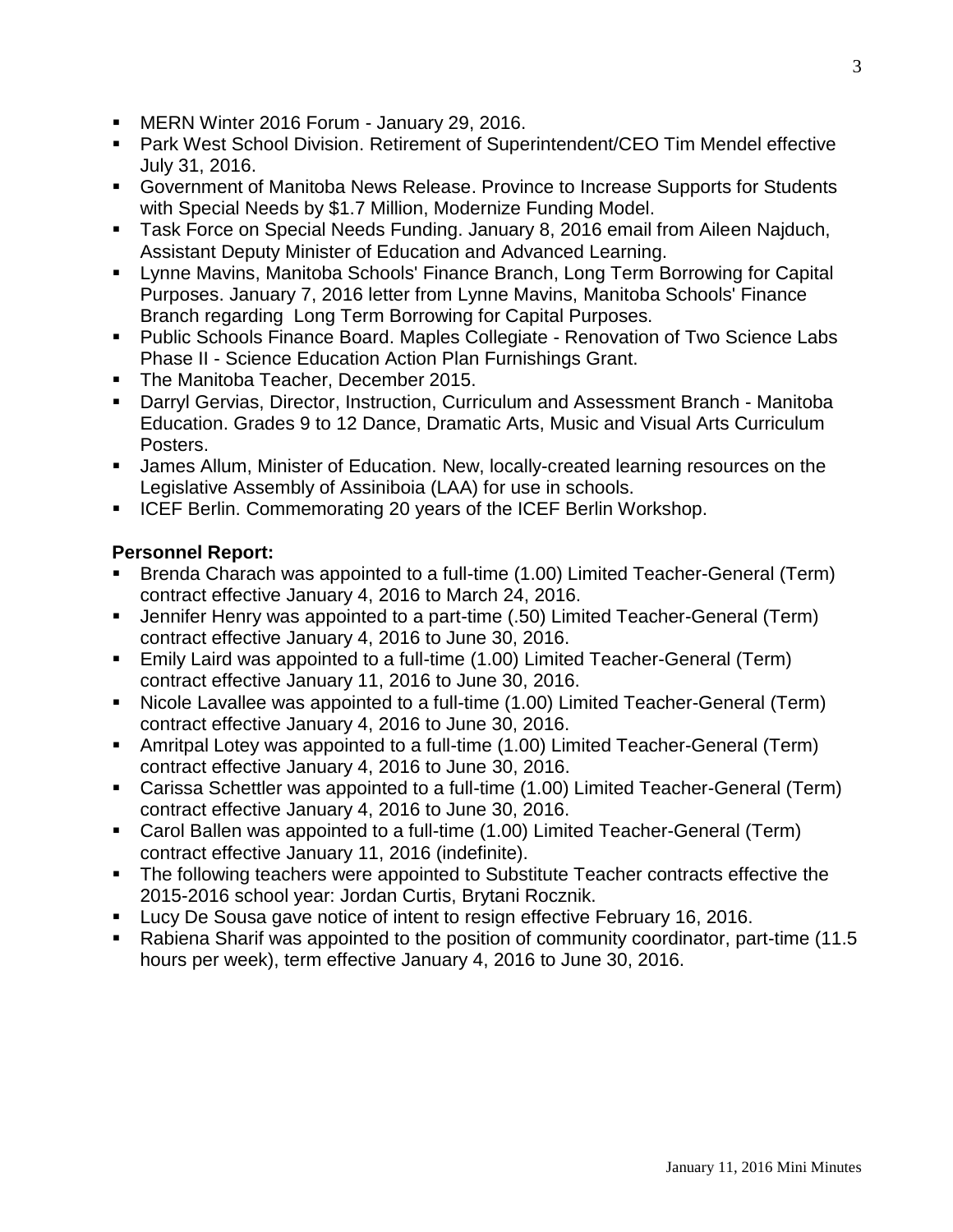- MERN Winter 2016 Forum - January 29, 2016.
- Park West School Division. Retirement of Superintendent/CEO Tim Mendel effective July 31, 2016.
- Government of Manitoba News Release. Province to Increase Supports for Students with Special Needs by $1.7 Million, Modernize Funding Model.
- Task Force on Special Needs Funding. January 8, 2016 email from Aileen Najduch, Assistant Deputy Minister of Education and Advanced Learning.
- Lynne Mavins, Manitoba Schools' Finance Branch, Long Term Borrowing for Capital Purposes. January 7, 2016 letter from Lynne Mavins, Manitoba Schools' Finance Branch regarding Long Term Borrowing for Capital Purposes.
- Public Schools Finance Board. Maples Collegiate - Renovation of Two Science Labs Phase II - Science Education Action Plan Furnishings Grant.
- The Manitoba Teacher, December 2015.
- Darryl Gervias, Director, Instruction, Curriculum and Assessment Branch - Manitoba Education. Grades 9 to 12 Dance, Dramatic Arts, Music and Visual Arts Curriculum Posters.
- James Allum, Minister of Education. New, locally-created learning resources on the Legislative Assembly of Assiniboia (LAA) for use in schools.
- ICEF Berlin. Commemorating 20 years of the ICEF Berlin Workshop.

**Personnel Report:**

- Brenda Charach was appointed to a full-time (1.00) Limited Teacher-General (Term) contract effective January 4, 2016 to March 24, 2016.
- Jennifer Henry was appointed to a part-time (.50) Limited Teacher-General (Term) contract effective January 4, 2016 to June 30, 2016.
- Emily Laird was appointed to a full-time (1.00) Limited Teacher-General (Term) contract effective January 11, 2016 to June 30, 2016.
- Nicole Lavallee was appointed to a full-time (1.00) Limited Teacher-General (Term) contract effective January 4, 2016 to June 30, 2016.
- Amritpal Lotey was appointed to a full-time (1.00) Limited Teacher-General (Term) contract effective January 4, 2016 to June 30, 2016.
- Carissa Schettler was appointed to a full-time (1.00) Limited Teacher-General (Term) contract effective January 4, 2016 to June 30, 2016.
- Carol Ballen was appointed to a full-time (1.00) Limited Teacher-General (Term) contract effective January 11, 2016 (indefinite).
- The following teachers were appointed to Substitute Teacher contracts effective the 2015-2016 school year: Jordan Curtis, Brytani Rocznik.
- Lucy De Sousa gave notice of intent to resign effective February 16, 2016.
- Rabiena Sharif was appointed to the position of community coordinator, part-time (11.5 hours per week), term effective January 4, 2016 to June 30, 2016.